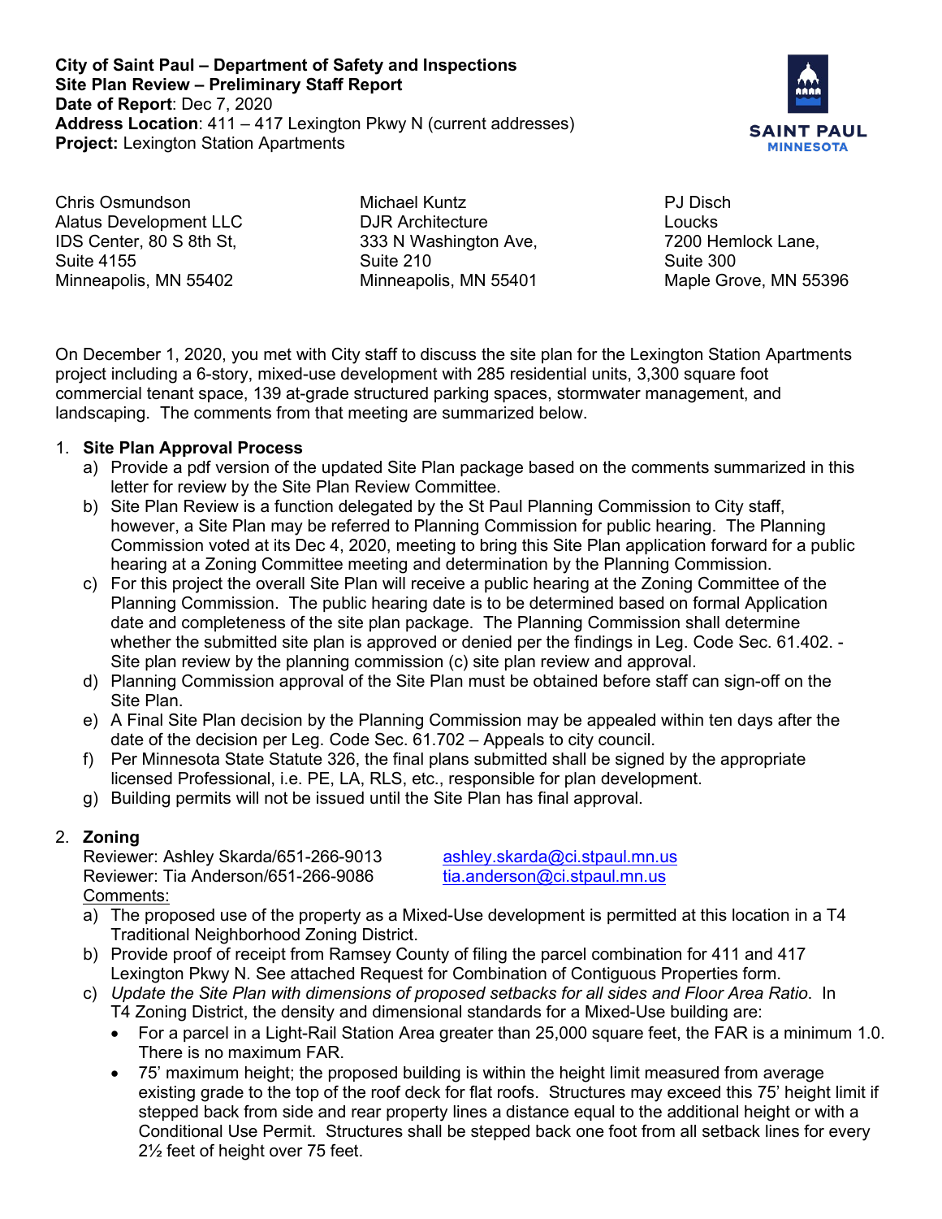**City of Saint Paul – Department of Safety and Inspections**
**Site Plan Review – Preliminary Staff Report**
**Date of Report**: Dec 7, 2020
**Address Location**: 411 – 417 Lexington Pkwy N (current addresses)
**Project:** Lexington Station Apartments

Chris Osmundson
Alatus Development LLC
IDS Center, 80 S 8th St,
Suite 4155
Minneapolis, MN 55402

Michael Kuntz
DJR Architecture
333 N Washington Ave,
Suite 210
Minneapolis, MN 55401

PJ Disch
Loucks
7200 Hemlock Lane,
Suite 300
Maple Grove, MN 55396

On December 1, 2020, you met with City staff to discuss the site plan for the Lexington Station Apartments project including a 6-story, mixed-use development with 285 residential units, 3,300 square foot commercial tenant space, 139 at-grade structured parking spaces, stormwater management, and landscaping. The comments from that meeting are summarized below.

1. **Site Plan Approval Process**
   a) Provide a pdf version of the updated Site Plan package based on the comments summarized in this letter for review by the Site Plan Review Committee.
   b) Site Plan Review is a function delegated by the St Paul Planning Commission to City staff, however, a Site Plan may be referred to Planning Commission for public hearing. The Planning Commission voted at its Dec 4, 2020, meeting to bring this Site Plan application forward for a public hearing at a Zoning Committee meeting and determination by the Planning Commission.
   c) For this project the overall Site Plan will receive a public hearing at the Zoning Committee of the Planning Commission. The public hearing date is to be determined based on formal Application date and completeness of the site plan package. The Planning Commission shall determine whether the submitted site plan is approved or denied per the findings in Leg. Code Sec. 61.402. - Site plan review by the planning commission (c) site plan review and approval.
   d) Planning Commission approval of the Site Plan must be obtained before staff can sign-off on the Site Plan.
   e) A Final Site Plan decision by the Planning Commission may be appealed within ten days after the date of the decision per Leg. Code Sec. 61.702 – Appeals to city council.
   f) Per Minnesota State Statute 326, the final plans submitted shall be signed by the appropriate licensed Professional, i.e. PE, LA, RLS, etc., responsible for plan development.
   g) Building permits will not be issued until the Site Plan has final approval.

2. **Zoning**
   Reviewer: Ashley Skarda/651-266-9013 ashley.skarda@ci.stpaul.mn.us
   Reviewer: Tia Anderson/651-266-9086 tia.anderson@ci.stpaul.mn.us
   Comments:
   a) The proposed use of the property as a Mixed-Use development is permitted at this location in a T4 Traditional Neighborhood Zoning District.
   b) Provide proof of receipt from Ramsey County of filing the parcel combination for 411 and 417 Lexington Pkwy N. See attached Request for Combination of Contiguous Properties form.
   c) *Update the Site Plan with dimensions of proposed setbacks for all sides and Floor Area Ratio*. In T4 Zoning District, the density and dimensional standards for a Mixed-Use building are:
      - For a parcel in a Light-Rail Station Area greater than 25,000 square feet, the FAR is a minimum 1.0. There is no maximum FAR.
      - 75' maximum height; the proposed building is within the height limit measured from average existing grade to the top of the roof deck for flat roofs. Structures may exceed this 75' height limit if stepped back from side and rear property lines a distance equal to the additional height or with a Conditional Use Permit. Structures shall be stepped back one foot from all setback lines for every 2½ feet of height over 75 feet.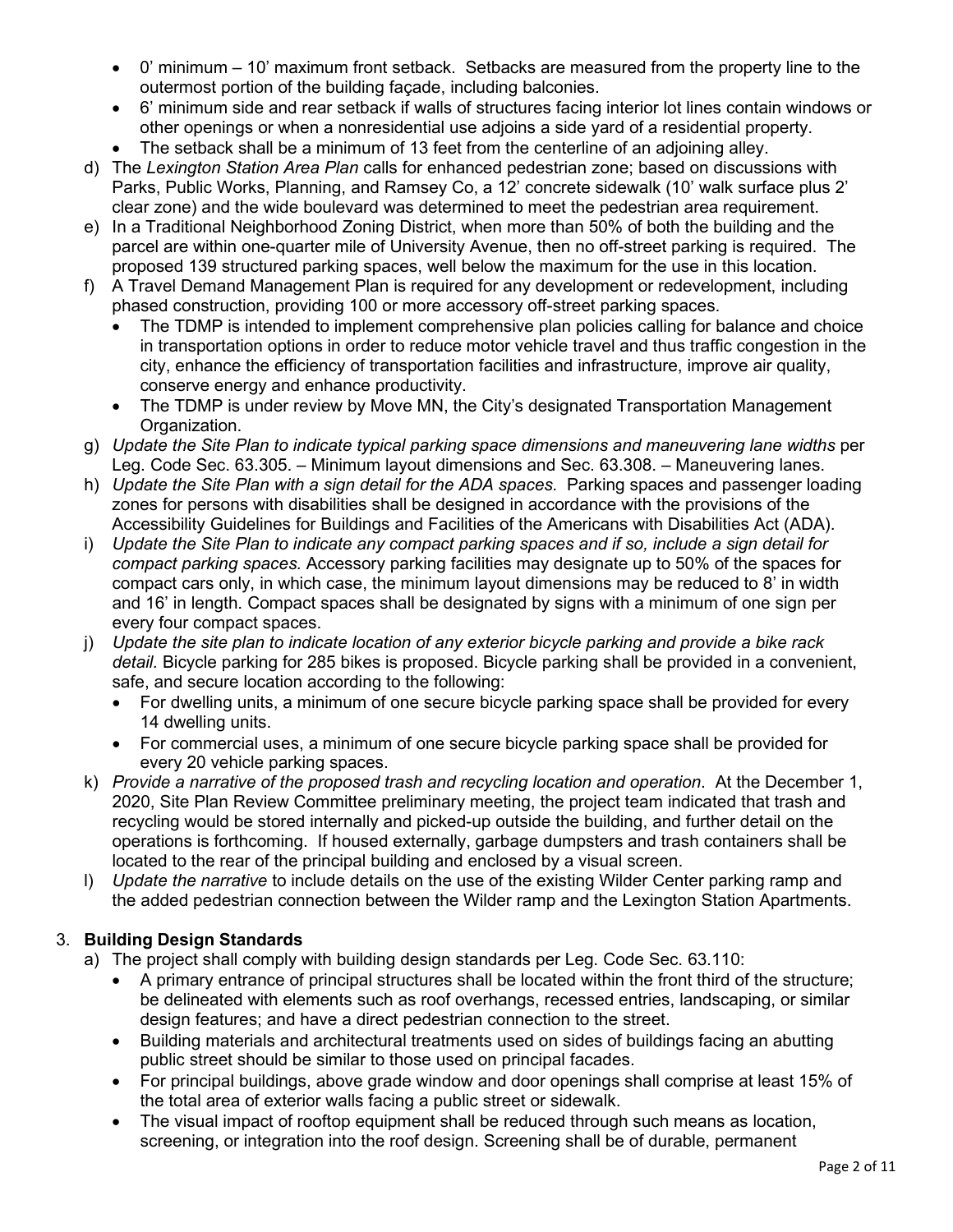- 0' minimum – 10' maximum front setback. Setbacks are measured from the property line to the outermost portion of the building façade, including balconies.
- 6' minimum side and rear setback if walls of structures facing interior lot lines contain windows or other openings or when a nonresidential use adjoins a side yard of a residential property.
- The setback shall be a minimum of 13 feet from the centerline of an adjoining alley.

d) The *Lexington Station Area Plan* calls for enhanced pedestrian zone; based on discussions with Parks, Public Works, Planning, and Ramsey Co, a 12' concrete sidewalk (10' walk surface plus 2' clear zone) and the wide boulevard was determined to meet the pedestrian area requirement.

e) In a Traditional Neighborhood Zoning District, when more than 50% of both the building and the parcel are within one-quarter mile of University Avenue, then no off-street parking is required. The proposed 139 structured parking spaces, well below the maximum for the use in this location.

f) A Travel Demand Management Plan is required for any development or redevelopment, including phased construction, providing 100 or more accessory off-street parking spaces.
- The TDMP is intended to implement comprehensive plan policies calling for balance and choice in transportation options in order to reduce motor vehicle travel and thus traffic congestion in the city, enhance the efficiency of transportation facilities and infrastructure, improve air quality, conserve energy and enhance productivity.
- The TDMP is under review by Move MN, the City's designated Transportation Management Organization.

g) *Update the Site Plan to indicate typical parking space dimensions and maneuvering lane widths* per Leg. Code Sec. 63.305. – Minimum layout dimensions and Sec. 63.308. – Maneuvering lanes.

h) *Update the Site Plan with a sign detail for the ADA spaces.* Parking spaces and passenger loading zones for persons with disabilities shall be designed in accordance with the provisions of the Accessibility Guidelines for Buildings and Facilities of the Americans with Disabilities Act (ADA).

i) *Update the Site Plan to indicate any compact parking spaces and if so, include a sign detail for compact parking spaces.* Accessory parking facilities may designate up to 50% of the spaces for compact cars only, in which case, the minimum layout dimensions may be reduced to 8' in width and 16' in length. Compact spaces shall be designated by signs with a minimum of one sign per every four compact spaces.

j) *Update the site plan to indicate location of any exterior bicycle parking and provide a bike rack detail.* Bicycle parking for 285 bikes is proposed. Bicycle parking shall be provided in a convenient, safe, and secure location according to the following:
- For dwelling units, a minimum of one secure bicycle parking space shall be provided for every 14 dwelling units.
- For commercial uses, a minimum of one secure bicycle parking space shall be provided for every 20 vehicle parking spaces.

k) *Provide a narrative of the proposed trash and recycling location and operation*. At the December 1, 2020, Site Plan Review Committee preliminary meeting, the project team indicated that trash and recycling would be stored internally and picked-up outside the building, and further detail on the operations is forthcoming. If housed externally, garbage dumpsters and trash containers shall be located to the rear of the principal building and enclosed by a visual screen.

l) *Update the narrative* to include details on the use of the existing Wilder Center parking ramp and the added pedestrian connection between the Wilder ramp and the Lexington Station Apartments.

3. **Building Design Standards**

a) The project shall comply with building design standards per Leg. Code Sec. 63.110:
- A primary entrance of principal structures shall be located within the front third of the structure; be delineated with elements such as roof overhangs, recessed entries, landscaping, or similar design features; and have a direct pedestrian connection to the street.
- Building materials and architectural treatments used on sides of buildings facing an abutting public street should be similar to those used on principal facades.
- For principal buildings, above grade window and door openings shall comprise at least 15% of the total area of exterior walls facing a public street or sidewalk.
- The visual impact of rooftop equipment shall be reduced through such means as location, screening, or integration into the roof design. Screening shall be of durable, permanent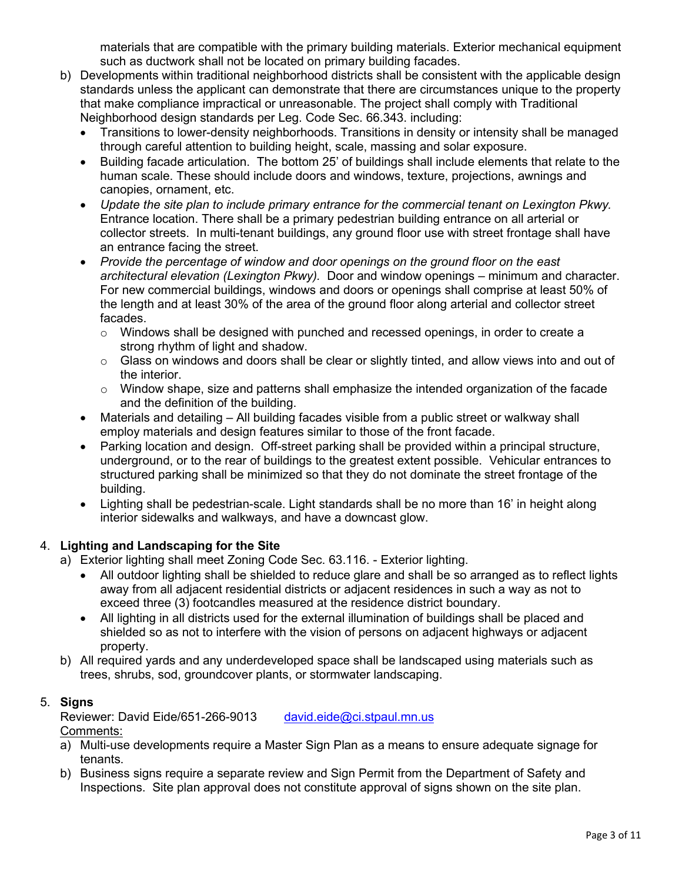materials that are compatible with the primary building materials. Exterior mechanical equipment such as ductwork shall not be located on primary building facades.

b) Developments within traditional neighborhood districts shall be consistent with the applicable design standards unless the applicant can demonstrate that there are circumstances unique to the property that make compliance impractical or unreasonable. The project shall comply with Traditional Neighborhood design standards per Leg. Code Sec. 66.343. including:
   - Transitions to lower-density neighborhoods. Transitions in density or intensity shall be managed through careful attention to building height, scale, massing and solar exposure.
   - Building facade articulation. The bottom 25' of buildings shall include elements that relate to the human scale. These should include doors and windows, texture, projections, awnings and canopies, ornament, etc.
   - *Update the site plan to include primary entrance for the commercial tenant on Lexington Pkwy.* Entrance location. There shall be a primary pedestrian building entrance on all arterial or collector streets. In multi-tenant buildings, any ground floor use with street frontage shall have an entrance facing the street.
   - *Provide the percentage of window and door openings on the ground floor on the east architectural elevation (Lexington Pkwy).* Door and window openings – minimum and character. For new commercial buildings, windows and doors or openings shall comprise at least 50% of the length and at least 30% of the area of the ground floor along arterial and collector street facades.
     - Windows shall be designed with punched and recessed openings, in order to create a strong rhythm of light and shadow.
     - Glass on windows and doors shall be clear or slightly tinted, and allow views into and out of the interior.
     - Window shape, size and patterns shall emphasize the intended organization of the facade and the definition of the building.
   - Materials and detailing – All building facades visible from a public street or walkway shall employ materials and design features similar to those of the front facade.
   - Parking location and design. Off-street parking shall be provided within a principal structure, underground, or to the rear of buildings to the greatest extent possible. Vehicular entrances to structured parking shall be minimized so that they do not dominate the street frontage of the building.
   - Lighting shall be pedestrian-scale. Light standards shall be no more than 16' in height along interior sidewalks and walkways, and have a downcast glow.

4. **Lighting and Landscaping for the Site**

   a) Exterior lighting shall meet Zoning Code Sec. 63.116. - Exterior lighting.
      - All outdoor lighting shall be shielded to reduce glare and shall be so arranged as to reflect lights away from all adjacent residential districts or adjacent residences in such a way as not to exceed three (3) footcandles measured at the residence district boundary.
      - All lighting in all districts used for the external illumination of buildings shall be placed and shielded so as not to interfere with the vision of persons on adjacent highways or adjacent property.

   b) All required yards and any underdeveloped space shall be landscaped using materials such as trees, shrubs, sod, groundcover plants, or stormwater landscaping.

5. **Signs**

   Reviewer: David Eide/651-266-9013 david.eide@ci.stpaul.mn.us

   Comments:

   a) Multi-use developments require a Master Sign Plan as a means to ensure adequate signage for tenants.

   b) Business signs require a separate review and Sign Permit from the Department of Safety and Inspections. Site plan approval does not constitute approval of signs shown on the site plan.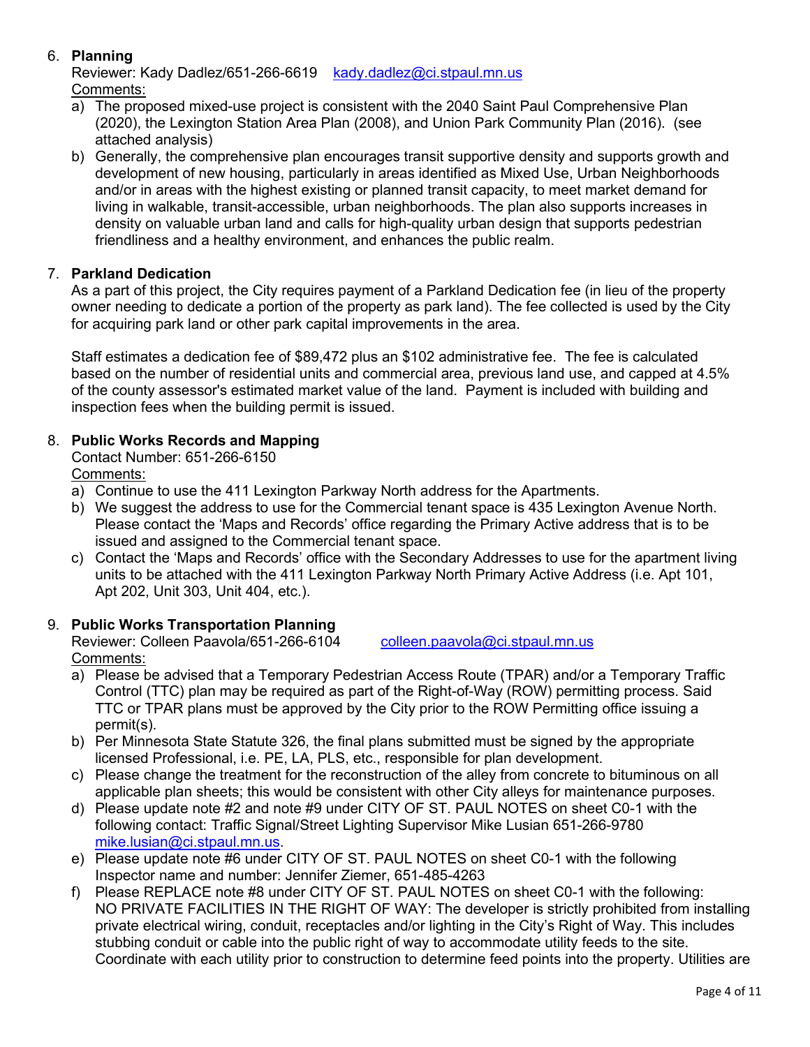6. **Planning**

   Reviewer: Kady Dadlez/651-266-6619 kady.dadlez@ci.stpaul.mn.us

   Comments:

   a) The proposed mixed-use project is consistent with the 2040 Saint Paul Comprehensive Plan (2020), the Lexington Station Area Plan (2008), and Union Park Community Plan (2016). (see attached analysis)
   b) Generally, the comprehensive plan encourages transit supportive density and supports growth and development of new housing, particularly in areas identified as Mixed Use, Urban Neighborhoods and/or in areas with the highest existing or planned transit capacity, to meet market demand for living in walkable, transit-accessible, urban neighborhoods. The plan also supports increases in density on valuable urban land and calls for high-quality urban design that supports pedestrian friendliness and a healthy environment, and enhances the public realm.

7. **Parkland Dedication**

   As a part of this project, the City requires payment of a Parkland Dedication fee (in lieu of the property owner needing to dedicate a portion of the property as park land). The fee collected is used by the City for acquiring park land or other park capital improvements in the area.

   Staff estimates a dedication fee of $89,472 plus an $102 administrative fee. The fee is calculated based on the number of residential units and commercial area, previous land use, and capped at 4.5% of the county assessor's estimated market value of the land. Payment is included with building and inspection fees when the building permit is issued.

8. **Public Works Records and Mapping**

   Contact Number: 651-266-6150

   Comments:

   a) Continue to use the 411 Lexington Parkway North address for the Apartments.
   b) We suggest the address to use for the Commercial tenant space is 435 Lexington Avenue North. Please contact the 'Maps and Records' office regarding the Primary Active address that is to be issued and assigned to the Commercial tenant space.
   c) Contact the 'Maps and Records' office with the Secondary Addresses to use for the apartment living units to be attached with the 411 Lexington Parkway North Primary Active Address (i.e. Apt 101, Apt 202, Unit 303, Unit 404, etc.).

9. **Public Works Transportation Planning**

   Reviewer: Colleen Paavola/651-266-6104 colleen.paavola@ci.stpaul.mn.us

   Comments:

   a) Please be advised that a Temporary Pedestrian Access Route (TPAR) and/or a Temporary Traffic Control (TTC) plan may be required as part of the Right-of-Way (ROW) permitting process. Said TTC or TPAR plans must be approved by the City prior to the ROW Permitting office issuing a permit(s).
   b) Per Minnesota State Statute 326, the final plans submitted must be signed by the appropriate licensed Professional, i.e. PE, LA, PLS, etc., responsible for plan development.
   c) Please change the treatment for the reconstruction of the alley from concrete to bituminous on all applicable plan sheets; this would be consistent with other City alleys for maintenance purposes.
   d) Please update note #2 and note #9 under CITY OF ST. PAUL NOTES on sheet C0-1 with the following contact: Traffic Signal/Street Lighting Supervisor Mike Lusian 651-266-9780 mike.lusian@ci.stpaul.mn.us.
   e) Please update note #6 under CITY OF ST. PAUL NOTES on sheet C0-1 with the following Inspector name and number: Jennifer Ziemer, 651-485-4263
   f) Please REPLACE note #8 under CITY OF ST. PAUL NOTES on sheet C0-1 with the following: NO PRIVATE FACILITIES IN THE RIGHT OF WAY: The developer is strictly prohibited from installing private electrical wiring, conduit, receptacles and/or lighting in the City's Right of Way. This includes stubbing conduit or cable into the public right of way to accommodate utility feeds to the site. Coordinate with each utility prior to construction to determine feed points into the property. Utilities are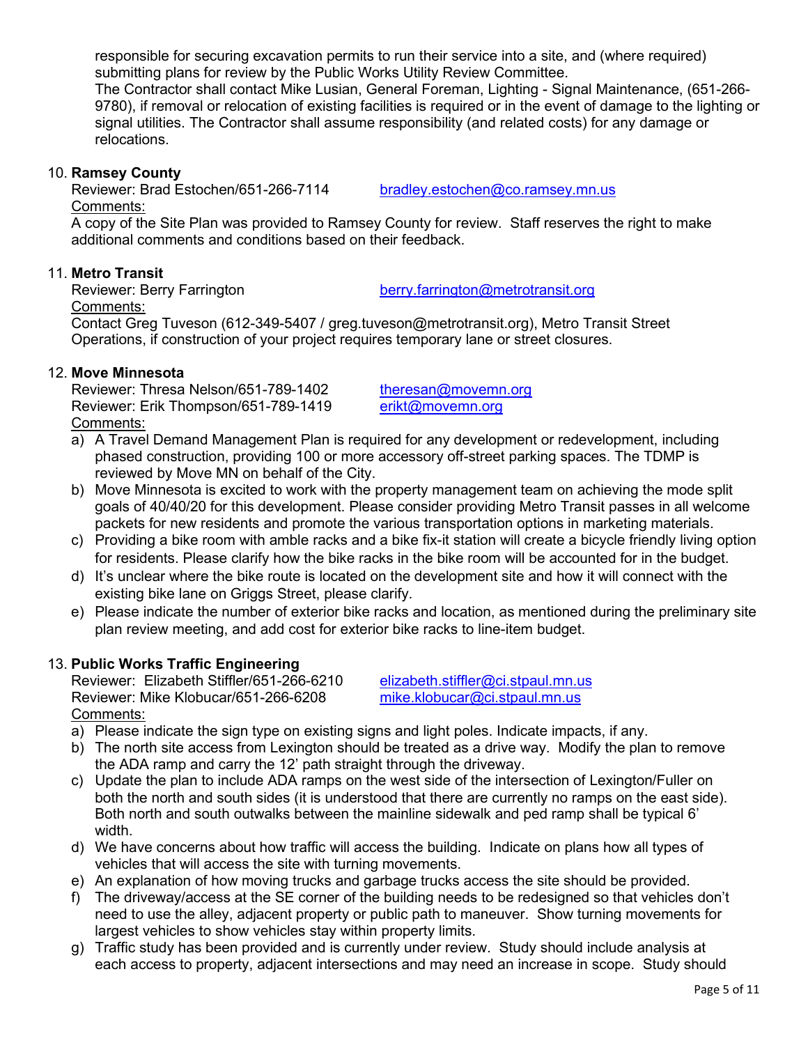responsible for securing excavation permits to run their service into a site, and (where required) submitting plans for review by the Public Works Utility Review Committee.
The Contractor shall contact Mike Lusian, General Foreman, Lighting - Signal Maintenance, (651-266-9780), if removal or relocation of existing facilities is required or in the event of damage to the lighting or signal utilities. The Contractor shall assume responsibility (and related costs) for any damage or relocations.

10. **Ramsey County**

Reviewer: Brad Estochen/651-266-7114 bradley.estochen@co.ramsey.mn.us

Comments:

A copy of the Site Plan was provided to Ramsey County for review. Staff reserves the right to make additional comments and conditions based on their feedback.

11. **Metro Transit**

Reviewer: Berry Farrington berry.farrington@metrotransit.org

Comments:

Contact Greg Tuveson (612-349-5407 / greg.tuveson@metrotransit.org), Metro Transit Street Operations, if construction of your project requires temporary lane or street closures.

12. **Move Minnesota**

Reviewer: Thresa Nelson/651-789-1402 theresan@movemn.org
Reviewer: Erik Thompson/651-789-1419 erikt@movemn.org

Comments:

a) A Travel Demand Management Plan is required for any development or redevelopment, including phased construction, providing 100 or more accessory off-street parking spaces. The TDMP is reviewed by Move MN on behalf of the City.
b) Move Minnesota is excited to work with the property management team on achieving the mode split goals of 40/40/20 for this development. Please consider providing Metro Transit passes in all welcome packets for new residents and promote the various transportation options in marketing materials.
c) Providing a bike room with amble racks and a bike fix-it station will create a bicycle friendly living option for residents. Please clarify how the bike racks in the bike room will be accounted for in the budget.
d) It's unclear where the bike route is located on the development site and how it will connect with the existing bike lane on Griggs Street, please clarify.
e) Please indicate the number of exterior bike racks and location, as mentioned during the preliminary site plan review meeting, and add cost for exterior bike racks to line-item budget.

13. **Public Works Traffic Engineering**

Reviewer: Elizabeth Stiffler/651-266-6210 elizabeth.stiffler@ci.stpaul.mn.us
Reviewer: Mike Klobucar/651-266-6208 mike.klobucar@ci.stpaul.mn.us

Comments:

a) Please indicate the sign type on existing signs and light poles. Indicate impacts, if any.
b) The north site access from Lexington should be treated as a drive way. Modify the plan to remove the ADA ramp and carry the 12' path straight through the driveway.
c) Update the plan to include ADA ramps on the west side of the intersection of Lexington/Fuller on both the north and south sides (it is understood that there are currently no ramps on the east side). Both north and south outwalks between the mainline sidewalk and ped ramp shall be typical 6' width.
d) We have concerns about how traffic will access the building. Indicate on plans how all types of vehicles that will access the site with turning movements.
e) An explanation of how moving trucks and garbage trucks access the site should be provided.
f) The driveway/access at the SE corner of the building needs to be redesigned so that vehicles don't need to use the alley, adjacent property or public path to maneuver. Show turning movements for largest vehicles to show vehicles stay within property limits.
g) Traffic study has been provided and is currently under review. Study should include analysis at each access to property, adjacent intersections and may need an increase in scope. Study should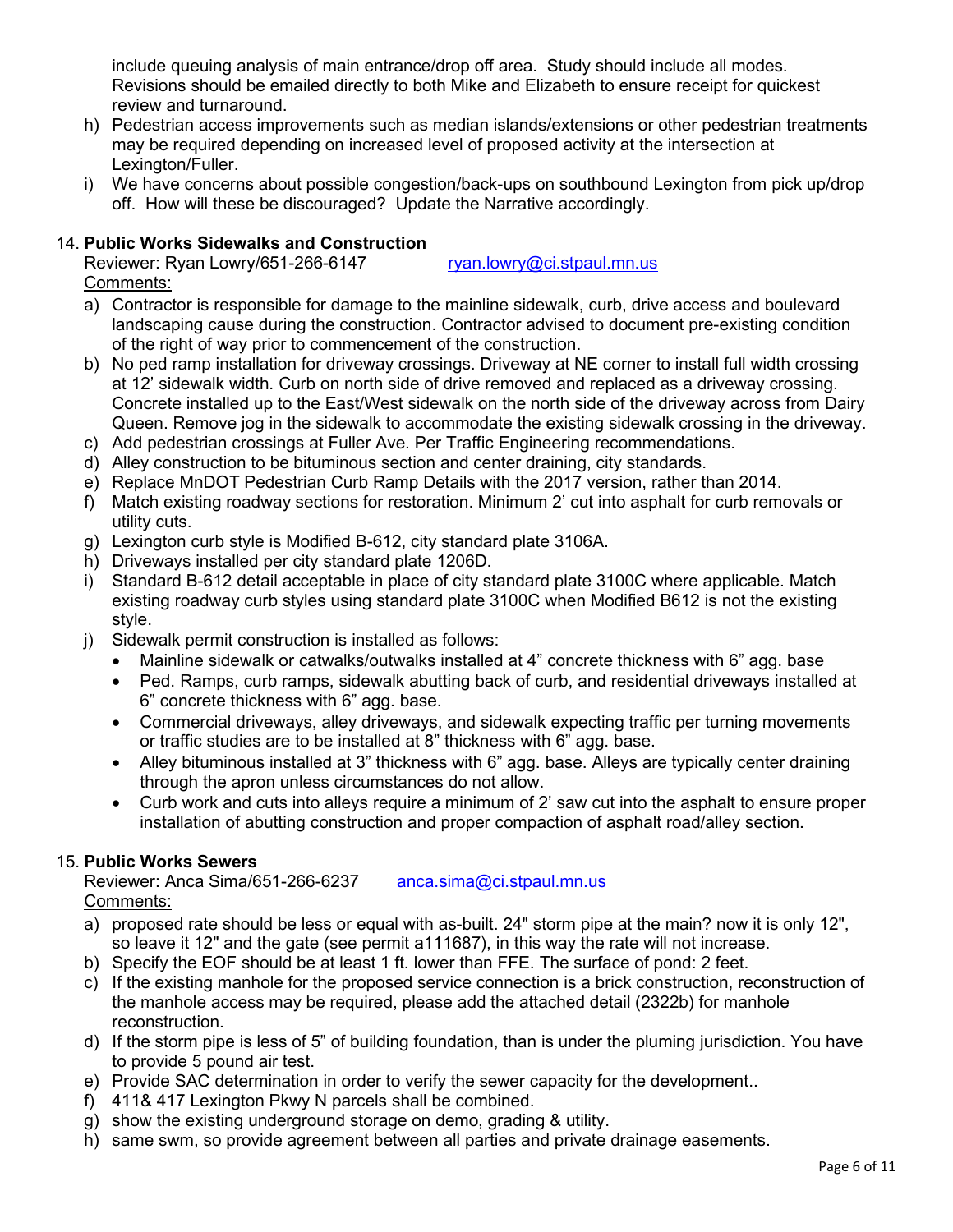include queuing analysis of main entrance/drop off area. Study should include all modes. Revisions should be emailed directly to both Mike and Elizabeth to ensure receipt for quickest review and turnaround.

h) Pedestrian access improvements such as median islands/extensions or other pedestrian treatments may be required depending on increased level of proposed activity at the intersection at Lexington/Fuller.
i) We have concerns about possible congestion/back-ups on southbound Lexington from pick up/drop off. How will these be discouraged? Update the Narrative accordingly.

14. **Public Works Sidewalks and Construction**

Reviewer: Ryan Lowry/651-266-6147 ryan.lowry@ci.stpaul.mn.us

Comments:

a) Contractor is responsible for damage to the mainline sidewalk, curb, drive access and boulevard landscaping cause during the construction. Contractor advised to document pre-existing condition of the right of way prior to commencement of the construction.
b) No ped ramp installation for driveway crossings. Driveway at NE corner to install full width crossing at 12' sidewalk width. Curb on north side of drive removed and replaced as a driveway crossing. Concrete installed up to the East/West sidewalk on the north side of the driveway across from Dairy Queen. Remove jog in the sidewalk to accommodate the existing sidewalk crossing in the driveway.
c) Add pedestrian crossings at Fuller Ave. Per Traffic Engineering recommendations.
d) Alley construction to be bituminous section and center draining, city standards.
e) Replace MnDOT Pedestrian Curb Ramp Details with the 2017 version, rather than 2014.
f) Match existing roadway sections for restoration. Minimum 2' cut into asphalt for curb removals or utility cuts.
g) Lexington curb style is Modified B-612, city standard plate 3106A.
h) Driveways installed per city standard plate 1206D.
i) Standard B-612 detail acceptable in place of city standard plate 3100C where applicable. Match existing roadway curb styles using standard plate 3100C when Modified B612 is not the existing style.
j) Sidewalk permit construction is installed as follows:
   - Mainline sidewalk or catwalks/outwalks installed at 4" concrete thickness with 6" agg. base
   - Ped. Ramps, curb ramps, sidewalk abutting back of curb, and residential driveways installed at 6" concrete thickness with 6" agg. base.
   - Commercial driveways, alley driveways, and sidewalk expecting traffic per turning movements or traffic studies are to be installed at 8" thickness with 6" agg. base.
   - Alley bituminous installed at 3" thickness with 6" agg. base. Alleys are typically center draining through the apron unless circumstances do not allow.
   - Curb work and cuts into alleys require a minimum of 2' saw cut into the asphalt to ensure proper installation of abutting construction and proper compaction of asphalt road/alley section.

15. **Public Works Sewers**

Reviewer: Anca Sima/651-266-6237 anca.sima@ci.stpaul.mn.us

Comments:

a) proposed rate should be less or equal with as-built. 24" storm pipe at the main? now it is only 12", so leave it 12" and the gate (see permit a111687), in this way the rate will not increase.
b) Specify the EOF should be at least 1 ft. lower than FFE. The surface of pond: 2 feet.
c) If the existing manhole for the proposed service connection is a brick construction, reconstruction of the manhole access may be required, please add the attached detail (2322b) for manhole reconstruction.
d) If the storm pipe is less of 5" of building foundation, than is under the pluming jurisdiction. You have to provide 5 pound air test.
e) Provide SAC determination in order to verify the sewer capacity for the development..
f) 411& 417 Lexington Pkwy N parcels shall be combined.
g) show the existing underground storage on demo, grading & utility.
h) same swm, so provide agreement between all parties and private drainage easements.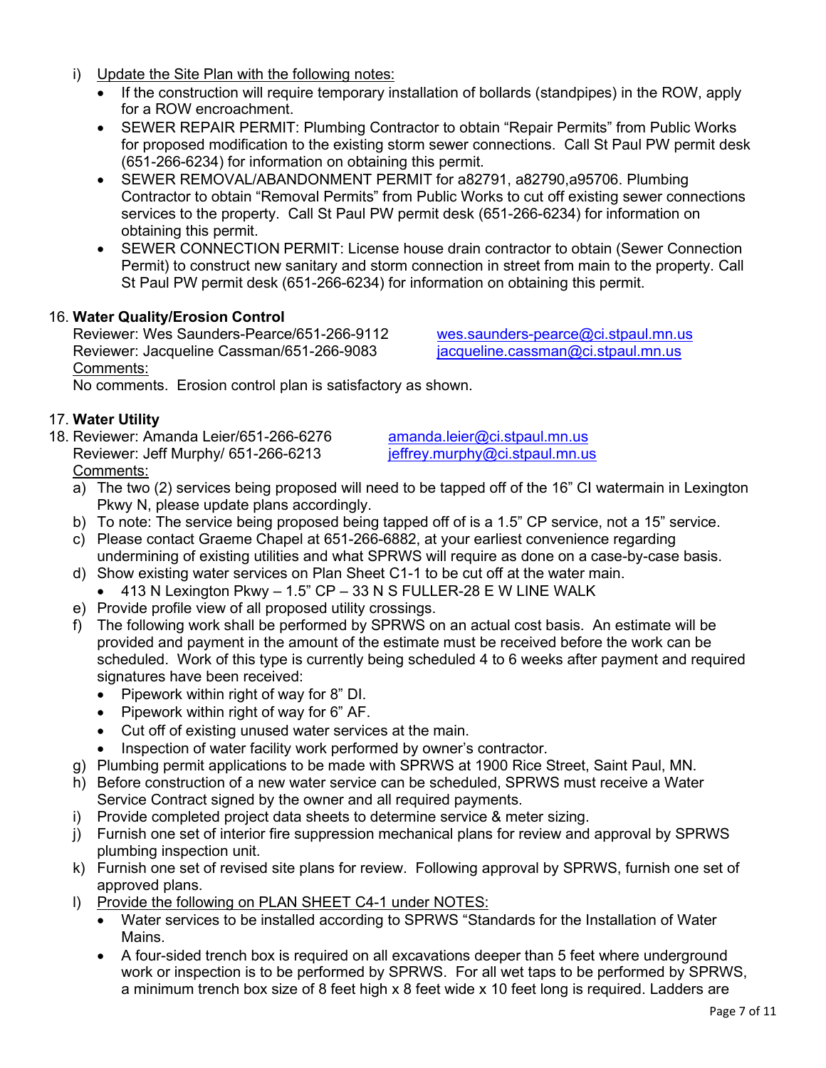i) Update the Site Plan with the following notes:
   - If the construction will require temporary installation of bollards (standpipes) in the ROW, apply for a ROW encroachment.
   - SEWER REPAIR PERMIT: Plumbing Contractor to obtain "Repair Permits" from Public Works for proposed modification to the existing storm sewer connections. Call St Paul PW permit desk (651-266-6234) for information on obtaining this permit.
   - SEWER REMOVAL/ABANDONMENT PERMIT for a82791, a82790,a95706. Plumbing Contractor to obtain "Removal Permits" from Public Works to cut off existing sewer connections services to the property. Call St Paul PW permit desk (651-266-6234) for information on obtaining this permit.
   - SEWER CONNECTION PERMIT: License house drain contractor to obtain (Sewer Connection Permit) to construct new sanitary and storm connection in street from main to the property. Call St Paul PW permit desk (651-266-6234) for information on obtaining this permit.

16. **Water Quality/Erosion Control**
Reviewer: Wes Saunders-Pearce/651-266-9112 wes.saunders-pearce@ci.stpaul.mn.us
Reviewer: Jacqueline Cassman/651-266-9083 jacqueline.cassman@ci.stpaul.mn.us
Comments:
No comments. Erosion control plan is satisfactory as shown.

17. **Water Utility**
18. Reviewer: Amanda Leier/651-266-6276 amanda.leier@ci.stpaul.mn.us
Reviewer: Jeff Murphy/ 651-266-6213 jeffrey.murphy@ci.stpaul.mn.us
Comments:

a) The two (2) services being proposed will need to be tapped off of the 16" CI watermain in Lexington Pkwy N, please update plans accordingly.
b) To note: The service being proposed being tapped off of is a 1.5" CP service, not a 15" service.
c) Please contact Graeme Chapel at 651-266-6882, at your earliest convenience regarding undermining of existing utilities and what SPRWS will require as done on a case-by-case basis.
d) Show existing water services on Plan Sheet C1-1 to be cut off at the water main.
   - 413 N Lexington Pkwy – 1.5" CP – 33 N S FULLER-28 E W LINE WALK
e) Provide profile view of all proposed utility crossings.
f) The following work shall be performed by SPRWS on an actual cost basis. An estimate will be provided and payment in the amount of the estimate must be received before the work can be scheduled. Work of this type is currently being scheduled 4 to 6 weeks after payment and required signatures have been received:
   - Pipework within right of way for 8" DI.
   - Pipework within right of way for 6" AF.
   - Cut off of existing unused water services at the main.
   - Inspection of water facility work performed by owner's contractor.
g) Plumbing permit applications to be made with SPRWS at 1900 Rice Street, Saint Paul, MN.
h) Before construction of a new water service can be scheduled, SPRWS must receive a Water Service Contract signed by the owner and all required payments.
i) Provide completed project data sheets to determine service & meter sizing.
j) Furnish one set of interior fire suppression mechanical plans for review and approval by SPRWS plumbing inspection unit.
k) Furnish one set of revised site plans for review. Following approval by SPRWS, furnish one set of approved plans.
l) Provide the following on PLAN SHEET C4-1 under NOTES:
   - Water services to be installed according to SPRWS "Standards for the Installation of Water Mains.
   - A four-sided trench box is required on all excavations deeper than 5 feet where underground work or inspection is to be performed by SPRWS. For all wet taps to be performed by SPRWS, a minimum trench box size of 8 feet high x 8 feet wide x 10 feet long is required. Ladders are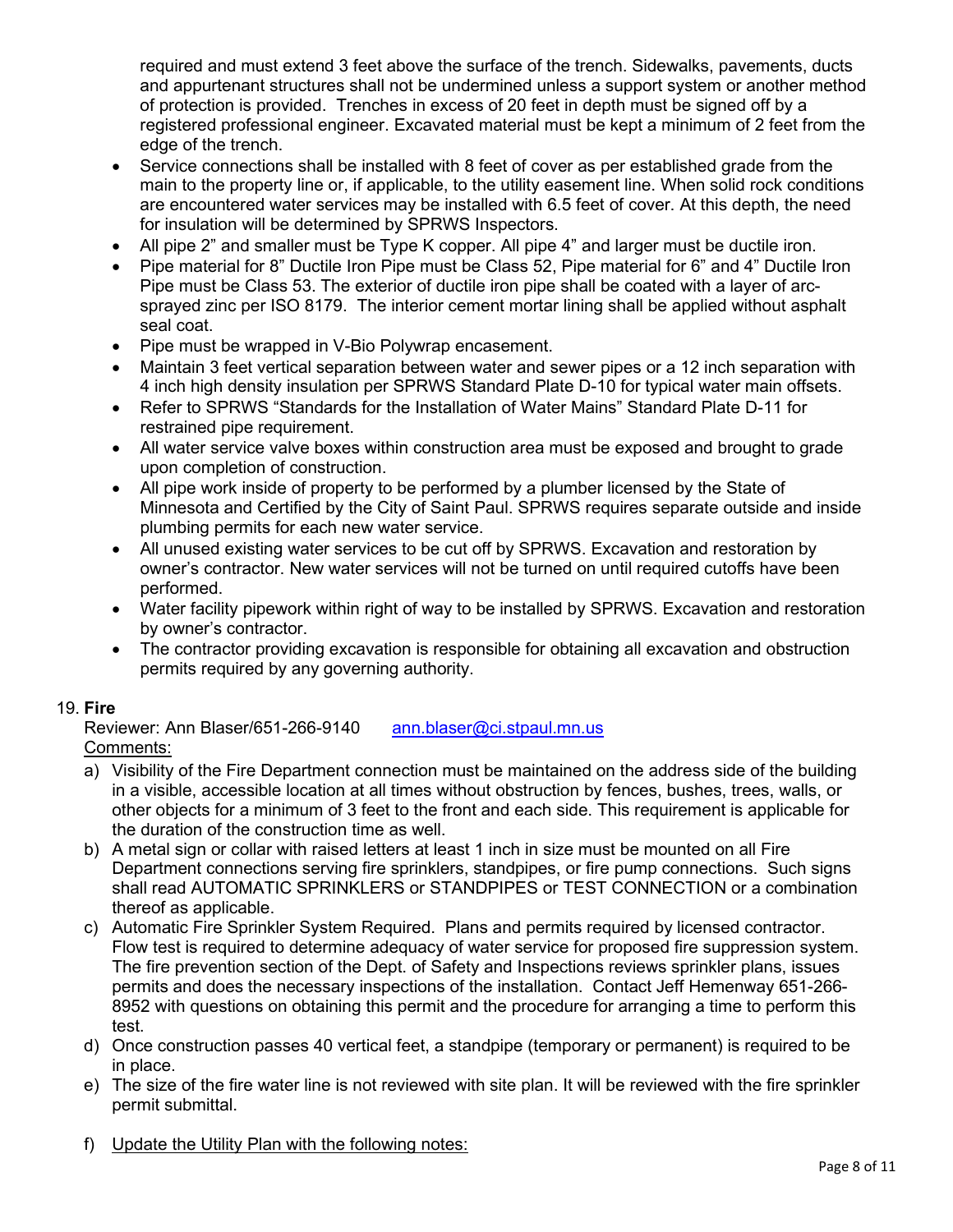required and must extend 3 feet above the surface of the trench. Sidewalks, pavements, ducts and appurtenant structures shall not be undermined unless a support system or another method of protection is provided. Trenches in excess of 20 feet in depth must be signed off by a registered professional engineer. Excavated material must be kept a minimum of 2 feet from the edge of the trench.

- Service connections shall be installed with 8 feet of cover as per established grade from the main to the property line or, if applicable, to the utility easement line. When solid rock conditions are encountered water services may be installed with 6.5 feet of cover. At this depth, the need for insulation will be determined by SPRWS Inspectors.
- All pipe 2" and smaller must be Type K copper. All pipe 4" and larger must be ductile iron.
- Pipe material for 8" Ductile Iron Pipe must be Class 52, Pipe material for 6" and 4" Ductile Iron Pipe must be Class 53. The exterior of ductile iron pipe shall be coated with a layer of arc-sprayed zinc per ISO 8179. The interior cement mortar lining shall be applied without asphalt seal coat.
- Pipe must be wrapped in V-Bio Polywrap encasement.
- Maintain 3 feet vertical separation between water and sewer pipes or a 12 inch separation with 4 inch high density insulation per SPRWS Standard Plate D-10 for typical water main offsets.
- Refer to SPRWS "Standards for the Installation of Water Mains" Standard Plate D-11 for restrained pipe requirement.
- All water service valve boxes within construction area must be exposed and brought to grade upon completion of construction.
- All pipe work inside of property to be performed by a plumber licensed by the State of Minnesota and Certified by the City of Saint Paul. SPRWS requires separate outside and inside plumbing permits for each new water service.
- All unused existing water services to be cut off by SPRWS. Excavation and restoration by owner's contractor. New water services will not be turned on until required cutoffs have been performed.
- Water facility pipework within right of way to be installed by SPRWS. Excavation and restoration by owner's contractor.
- The contractor providing excavation is responsible for obtaining all excavation and obstruction permits required by any governing authority.

19. **Fire**

Reviewer: Ann Blaser/651-266-9140 ann.blaser@ci.stpaul.mn.us

Comments:

a) Visibility of the Fire Department connection must be maintained on the address side of the building in a visible, accessible location at all times without obstruction by fences, bushes, trees, walls, or other objects for a minimum of 3 feet to the front and each side. This requirement is applicable for the duration of the construction time as well.

b) A metal sign or collar with raised letters at least 1 inch in size must be mounted on all Fire Department connections serving fire sprinklers, standpipes, or fire pump connections. Such signs shall read AUTOMATIC SPRINKLERS or STANDPIPES or TEST CONNECTION or a combination thereof as applicable.

c) Automatic Fire Sprinkler System Required. Plans and permits required by licensed contractor. Flow test is required to determine adequacy of water service for proposed fire suppression system. The fire prevention section of the Dept. of Safety and Inspections reviews sprinkler plans, issues permits and does the necessary inspections of the installation. Contact Jeff Hemenway 651-266-8952 with questions on obtaining this permit and the procedure for arranging a time to perform this test.

d) Once construction passes 40 vertical feet, a standpipe (temporary or permanent) is required to be in place.

e) The size of the fire water line is not reviewed with site plan. It will be reviewed with the fire sprinkler permit submittal.

f) Update the Utility Plan with the following notes: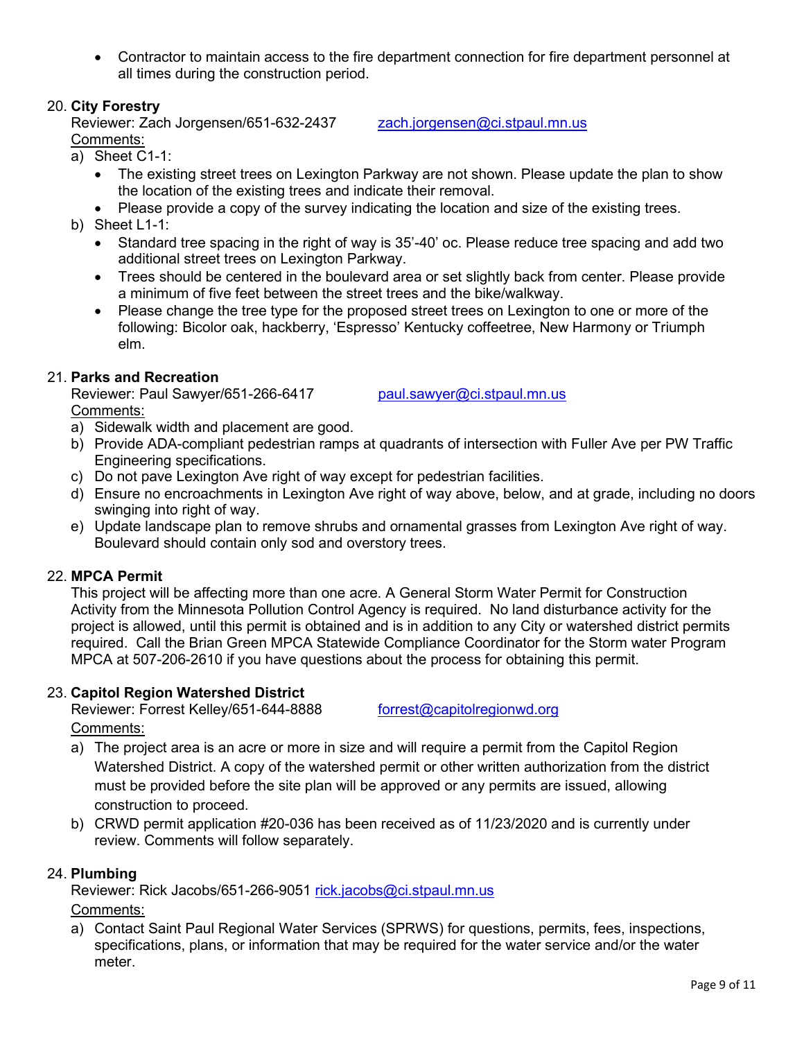- Contractor to maintain access to the fire department connection for fire department personnel at all times during the construction period.

20. **City Forestry**
    Reviewer: Zach Jorgensen/651-632-2437 zach.jorgensen@ci.stpaul.mn.us
    Comments:
    a) Sheet C1-1:
       - The existing street trees on Lexington Parkway are not shown. Please update the plan to show the location of the existing trees and indicate their removal.
       - Please provide a copy of the survey indicating the location and size of the existing trees.
    b) Sheet L1-1:
       - Standard tree spacing in the right of way is 35'-40' oc. Please reduce tree spacing and add two additional street trees on Lexington Parkway.
       - Trees should be centered in the boulevard area or set slightly back from center. Please provide a minimum of five feet between the street trees and the bike/walkway.
       - Please change the tree type for the proposed street trees on Lexington to one or more of the following: Bicolor oak, hackberry, 'Espresso' Kentucky coffeetree, New Harmony or Triumph elm.

21. **Parks and Recreation**
    Reviewer: Paul Sawyer/651-266-6417 paul.sawyer@ci.stpaul.mn.us
    Comments:
    a) Sidewalk width and placement are good.
    b) Provide ADA-compliant pedestrian ramps at quadrants of intersection with Fuller Ave per PW Traffic Engineering specifications.
    c) Do not pave Lexington Ave right of way except for pedestrian facilities.
    d) Ensure no encroachments in Lexington Ave right of way above, below, and at grade, including no doors swinging into right of way.
    e) Update landscape plan to remove shrubs and ornamental grasses from Lexington Ave right of way. Boulevard should contain only sod and overstory trees.

22. **MPCA Permit**
    This project will be affecting more than one acre. A General Storm Water Permit for Construction Activity from the Minnesota Pollution Control Agency is required. No land disturbance activity for the project is allowed, until this permit is obtained and is in addition to any City or watershed district permits required. Call the Brian Green MPCA Statewide Compliance Coordinator for the Storm water Program MPCA at 507-206-2610 if you have questions about the process for obtaining this permit.

23. **Capitol Region Watershed District**
    Reviewer: Forrest Kelley/651-644-8888 forrest@capitolregionwd.org
    Comments:
    a) The project area is an acre or more in size and will require a permit from the Capitol Region Watershed District. A copy of the watershed permit or other written authorization from the district must be provided before the site plan will be approved or any permits are issued, allowing construction to proceed.
    b) CRWD permit application #20-036 has been received as of 11/23/2020 and is currently under review. Comments will follow separately.

24. **Plumbing**
    Reviewer: Rick Jacobs/651-266-9051 rick.jacobs@ci.stpaul.mn.us
    Comments:
    a) Contact Saint Paul Regional Water Services (SPRWS) for questions, permits, fees, inspections, specifications, plans, or information that may be required for the water service and/or the water meter.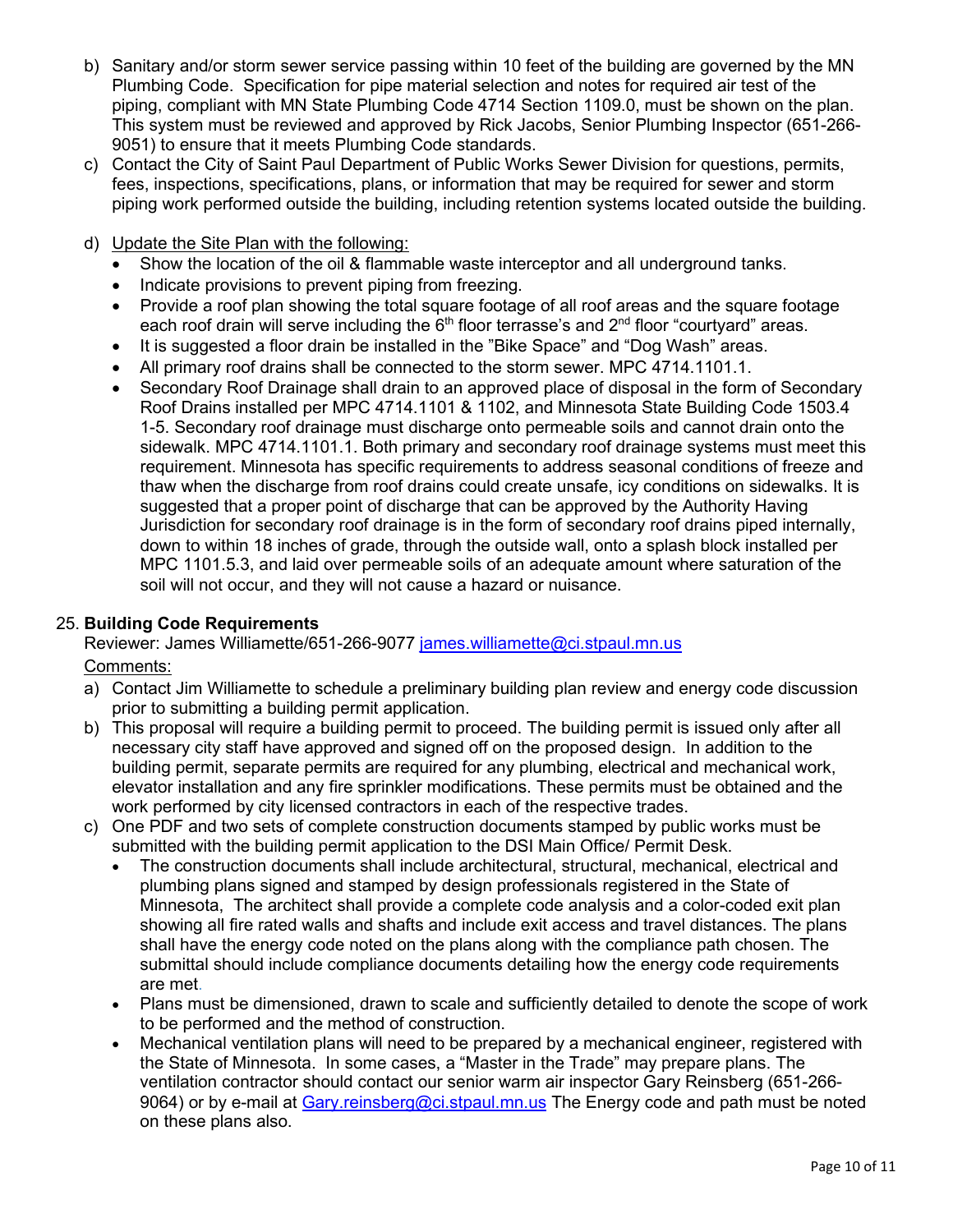b) Sanitary and/or storm sewer service passing within 10 feet of the building are governed by the MN Plumbing Code. Specification for pipe material selection and notes for required air test of the piping, compliant with MN State Plumbing Code 4714 Section 1109.0, must be shown on the plan. This system must be reviewed and approved by Rick Jacobs, Senior Plumbing Inspector (651-266-9051) to ensure that it meets Plumbing Code standards.

c) Contact the City of Saint Paul Department of Public Works Sewer Division for questions, permits, fees, inspections, specifications, plans, or information that may be required for sewer and storm piping work performed outside the building, including retention systems located outside the building.

d) Update the Site Plan with the following:
   - Show the location of the oil & flammable waste interceptor and all underground tanks.
   - Indicate provisions to prevent piping from freezing.
   - Provide a roof plan showing the total square footage of all roof areas and the square footage each roof drain will serve including the 6th floor terrasse's and 2nd floor "courtyard" areas.
   - It is suggested a floor drain be installed in the "Bike Space" and "Dog Wash" areas.
   - All primary roof drains shall be connected to the storm sewer. MPC 4714.1101.1.
   - Secondary Roof Drainage shall drain to an approved place of disposal in the form of Secondary Roof Drains installed per MPC 4714.1101 & 1102, and Minnesota State Building Code 1503.4 1-5. Secondary roof drainage must discharge onto permeable soils and cannot drain onto the sidewalk. MPC 4714.1101.1. Both primary and secondary roof drainage systems must meet this requirement. Minnesota has specific requirements to address seasonal conditions of freeze and thaw when the discharge from roof drains could create unsafe, icy conditions on sidewalks. It is suggested that a proper point of discharge that can be approved by the Authority Having Jurisdiction for secondary roof drainage is in the form of secondary roof drains piped internally, down to within 18 inches of grade, through the outside wall, onto a splash block installed per MPC 1101.5.3, and laid over permeable soils of an adequate amount where saturation of the soil will not occur, and they will not cause a hazard or nuisance.

25. **Building Code Requirements**

Reviewer: James Williamette/651-266-9077 james.williamette@ci.stpaul.mn.us

Comments:

a) Contact Jim Williamette to schedule a preliminary building plan review and energy code discussion prior to submitting a building permit application.

b) This proposal will require a building permit to proceed. The building permit is issued only after all necessary city staff have approved and signed off on the proposed design. In addition to the building permit, separate permits are required for any plumbing, electrical and mechanical work, elevator installation and any fire sprinkler modifications. These permits must be obtained and the work performed by city licensed contractors in each of the respective trades.

c) One PDF and two sets of complete construction documents stamped by public works must be submitted with the building permit application to the DSI Main Office/ Permit Desk.
   - The construction documents shall include architectural, structural, mechanical, electrical and plumbing plans signed and stamped by design professionals registered in the State of Minnesota, The architect shall provide a complete code analysis and a color-coded exit plan showing all fire rated walls and shafts and include exit access and travel distances. The plans shall have the energy code noted on the plans along with the compliance path chosen. The submittal should include compliance documents detailing how the energy code requirements are met.
   - Plans must be dimensioned, drawn to scale and sufficiently detailed to denote the scope of work to be performed and the method of construction.
   - Mechanical ventilation plans will need to be prepared by a mechanical engineer, registered with the State of Minnesota. In some cases, a "Master in the Trade" may prepare plans. The ventilation contractor should contact our senior warm air inspector Gary Reinsberg (651-266-9064) or by e-mail at Gary.reinsberg@ci.stpaul.mn.us The Energy code and path must be noted on these plans also.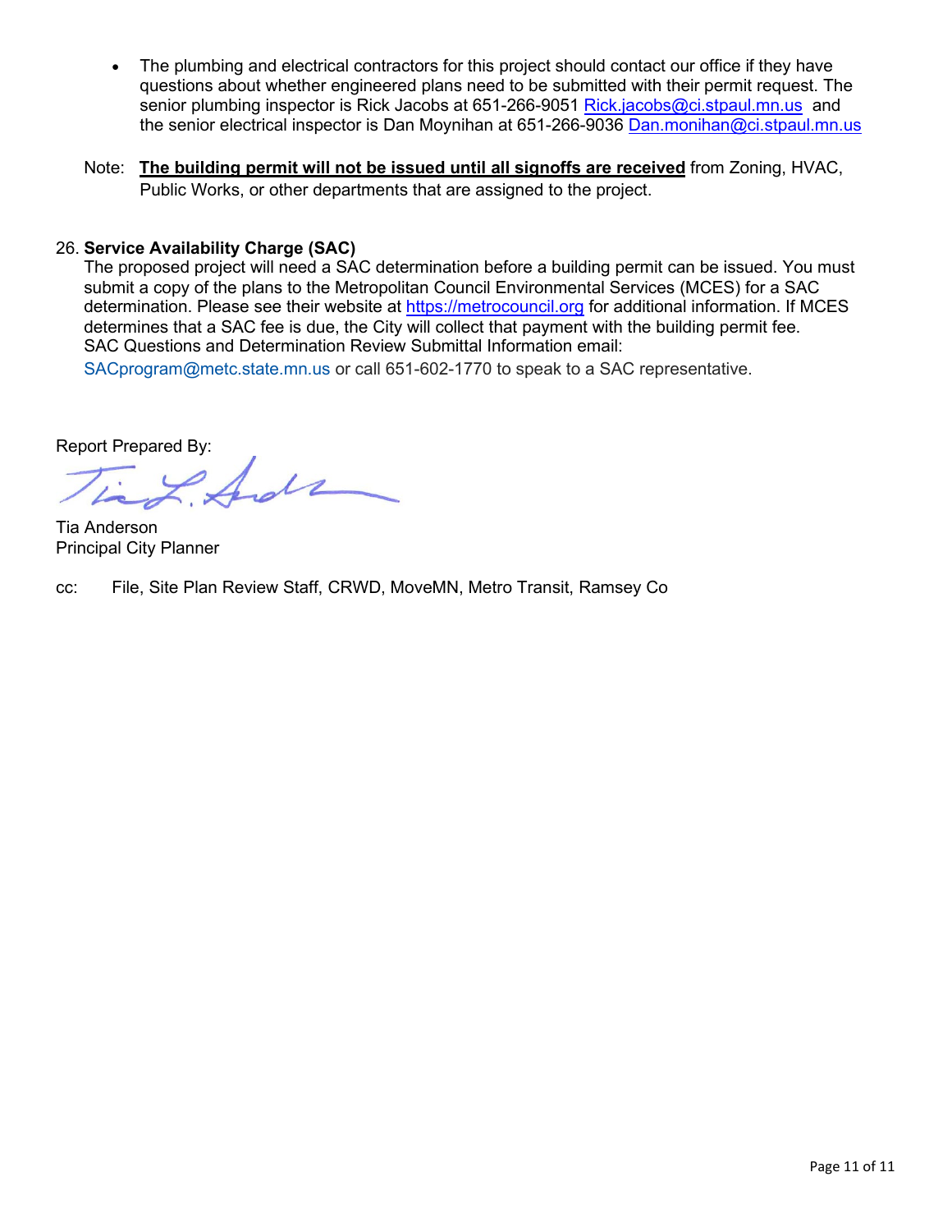- The plumbing and electrical contractors for this project should contact our office if they have questions about whether engineered plans need to be submitted with their permit request. The senior plumbing inspector is Rick Jacobs at 651-266-9051 Rick.jacobs@ci.stpaul.mn.us and the senior electrical inspector is Dan Moynihan at 651-266-9036 Dan.monihan@ci.stpaul.mn.us

Note: **The building permit will not be issued until all signoffs are received** from Zoning, HVAC, Public Works, or other departments that are assigned to the project.

26. **Service Availability Charge (SAC)**
The proposed project will need a SAC determination before a building permit can be issued. You must submit a copy of the plans to the Metropolitan Council Environmental Services (MCES) for a SAC determination. Please see their website at https://metrocouncil.org for additional information. If MCES determines that a SAC fee is due, the City will collect that payment with the building permit fee.
SAC Questions and Determination Review Submittal Information email:
SACprogram@metc.state.mn.us or call 651-602-1770 to speak to a SAC representative.

Report Prepared By:

Tia Anderson
Principal City Planner

cc: File, Site Plan Review Staff, CRWD, MoveMN, Metro Transit, Ramsey Co